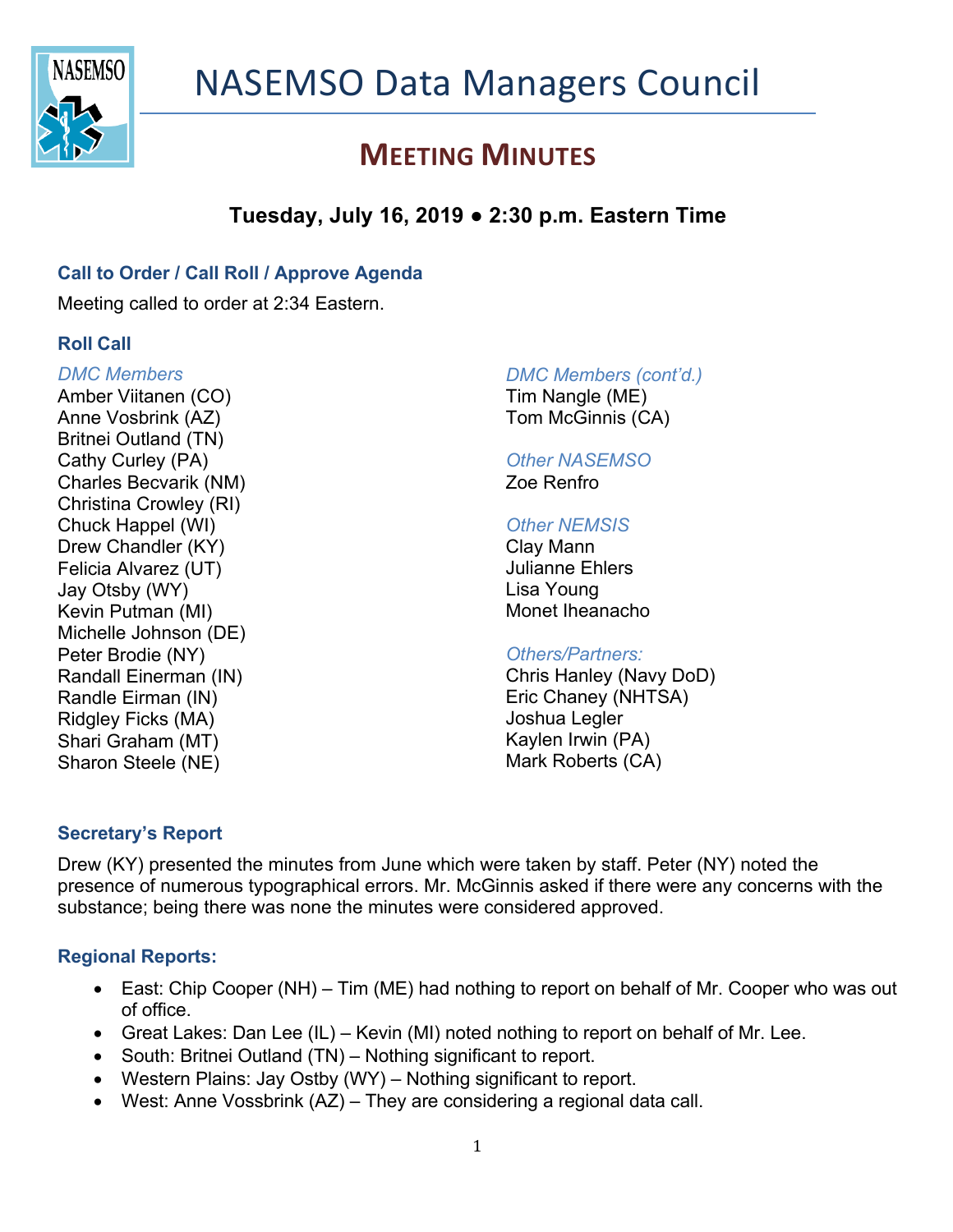# NASEMSO Data Managers Council

## MEETING MINUTES

**Tuesday, July 16, 2019 ● 2:30 p.m. Eastern Time**

### Call to Order / Call Roll / Approve Agenda

Meeting called to order at 2:34 Eastern.

### Roll Call

*DMC Members*
Amber Viitanen (CO)
Anne Vosbrink (AZ)
Britnei Outland (TN)
Cathy Curley (PA)
Charles Becvarik (NM)
Christina Crowley (RI)
Chuck Happel (WI)
Drew Chandler (KY)
Felicia Alvarez (UT)
Jay Otsby (WY)
Kevin Putman (MI)
Michelle Johnson (DE)
Peter Brodie (NY)
Randall Einerman (IN)
Randle Eirman (IN)
Ridgley Ficks (MA)
Shari Graham (MT)
Sharon Steele (NE)

*DMC Members (cont'd.)*
Tim Nangle (ME)
Tom McGinnis (CA)

*Other NASEMSO*
Zoe Renfro

*Other NEMSIS*
Clay Mann
Julianne Ehlers
Lisa Young
Monet Iheanacho

*Others/Partners:*
Chris Hanley (Navy DoD)
Eric Chaney (NHTSA)
Joshua Legler
Kaylen Irwin (PA)
Mark Roberts (CA)

### Secretary's Report

Drew (KY) presented the minutes from June which were taken by staff. Peter (NY) noted the presence of numerous typographical errors. Mr. McGinnis asked if there were any concerns with the substance; being there was none the minutes were considered approved.

### Regional Reports:

- East: Chip Cooper (NH) – Tim (ME) had nothing to report on behalf of Mr. Cooper who was out of office.
- Great Lakes: Dan Lee (IL) – Kevin (MI) noted nothing to report on behalf of Mr. Lee.
- South: Britnei Outland (TN) – Nothing significant to report.
- Western Plains: Jay Ostby (WY) – Nothing significant to report.
- West: Anne Vossbrink (AZ) – They are considering a regional data call.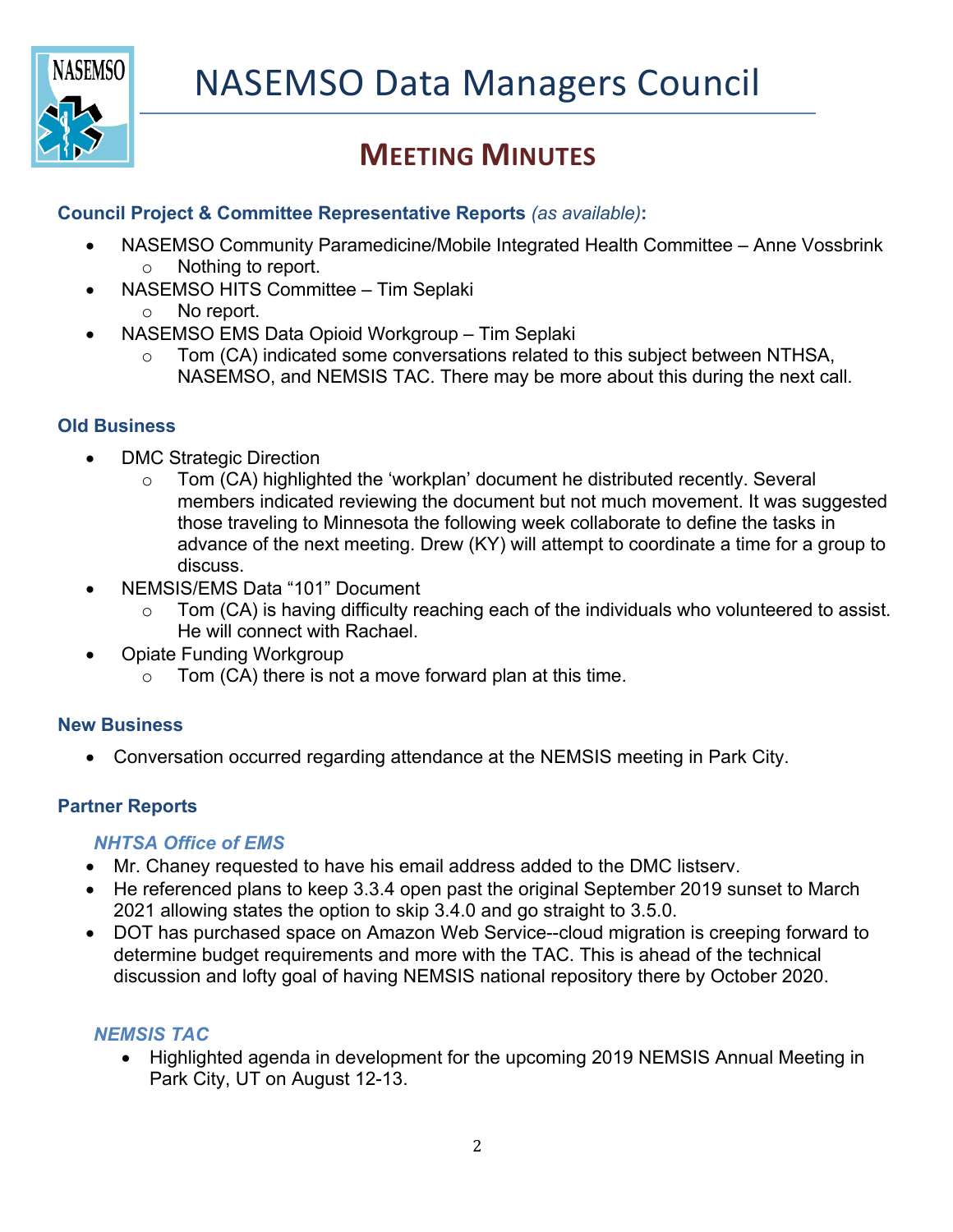# NASEMSO Data Managers Council

## MEETING MINUTES

### Council Project & Committee Representative Reports *(as available)*:

- NASEMSO Community Paramedicine/Mobile Integrated Health Committee – Anne Vossbrink
  - Nothing to report.
- NASEMSO HITS Committee – Tim Seplaki
  - No report.
- NASEMSO EMS Data Opioid Workgroup – Tim Seplaki
  - Tom (CA) indicated some conversations related to this subject between NTHSA, NASEMSO, and NEMSIS TAC. There may be more about this during the next call.

### Old Business

- DMC Strategic Direction
  - Tom (CA) highlighted the 'workplan' document he distributed recently. Several members indicated reviewing the document but not much movement. It was suggested those traveling to Minnesota the following week collaborate to define the tasks in advance of the next meeting. Drew (KY) will attempt to coordinate a time for a group to discuss.
- NEMSIS/EMS Data "101" Document
  - Tom (CA) is having difficulty reaching each of the individuals who volunteered to assist. He will connect with Rachael.
- Opiate Funding Workgroup
  - Tom (CA) there is not a move forward plan at this time.

### New Business

- Conversation occurred regarding attendance at the NEMSIS meeting in Park City.

### Partner Reports

#### *NHTSA Office of EMS*

- Mr. Chaney requested to have his email address added to the DMC listserv.
- He referenced plans to keep 3.3.4 open past the original September 2019 sunset to March 2021 allowing states the option to skip 3.4.0 and go straight to 3.5.0.
- DOT has purchased space on Amazon Web Service--cloud migration is creeping forward to determine budget requirements and more with the TAC. This is ahead of the technical discussion and lofty goal of having NEMSIS national repository there by October 2020.

#### *NEMSIS TAC*

- Highlighted agenda in development for the upcoming 2019 NEMSIS Annual Meeting in Park City, UT on August 12-13.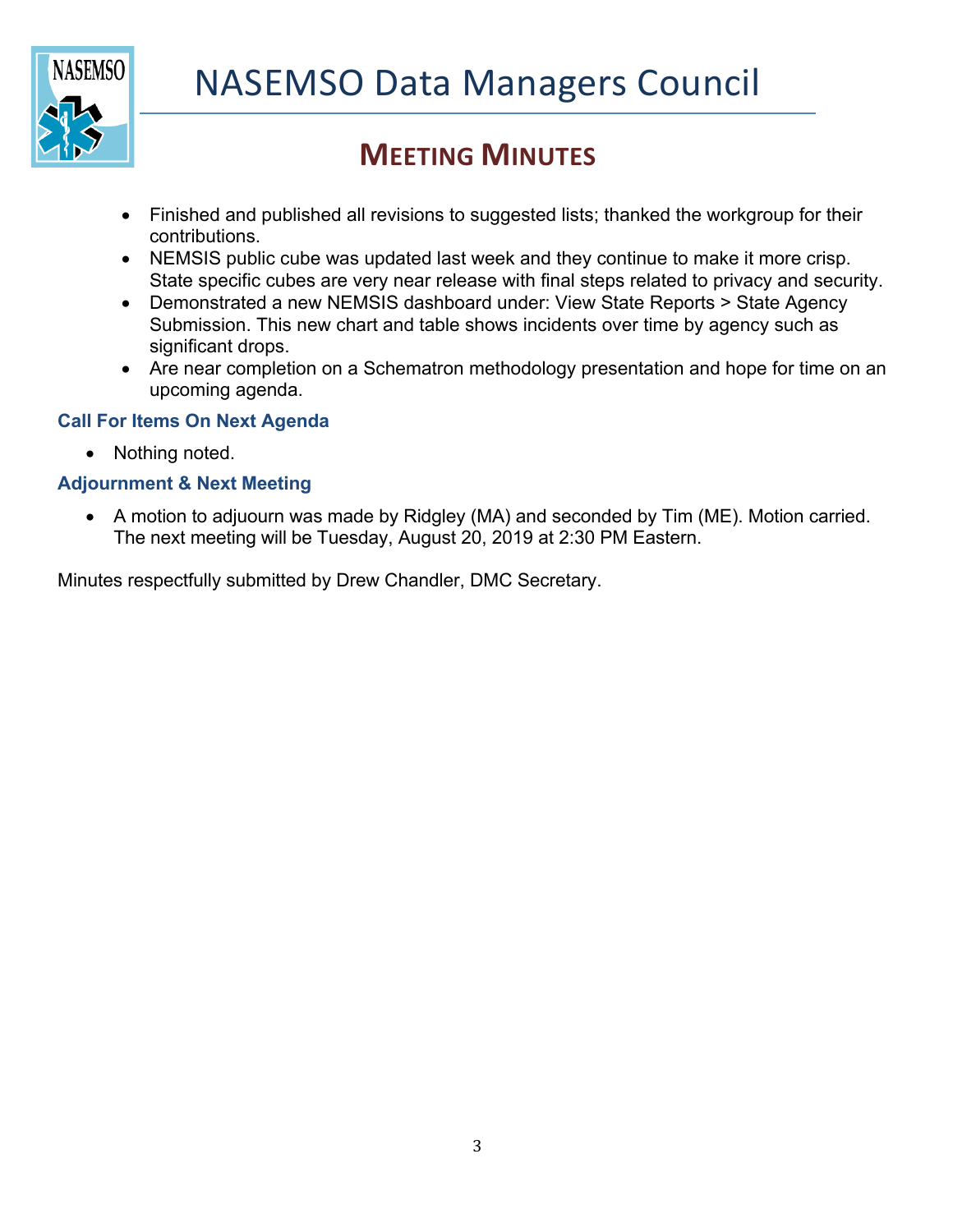# NASEMSO Data Managers Council

## MEETING MINUTES

- Finished and published all revisions to suggested lists; thanked the workgroup for their contributions.
- NEMSIS public cube was updated last week and they continue to make it more crisp. State specific cubes are very near release with final steps related to privacy and security.
- Demonstrated a new NEMSIS dashboard under: View State Reports > State Agency Submission. This new chart and table shows incidents over time by agency such as significant drops.
- Are near completion on a Schematron methodology presentation and hope for time on an upcoming agenda.

### Call For Items On Next Agenda

- Nothing noted.

### Adjournment & Next Meeting

- A motion to adjuourn was made by Ridgley (MA) and seconded by Tim (ME). Motion carried. The next meeting will be Tuesday, August 20, 2019 at 2:30 PM Eastern.

Minutes respectfully submitted by Drew Chandler, DMC Secretary.